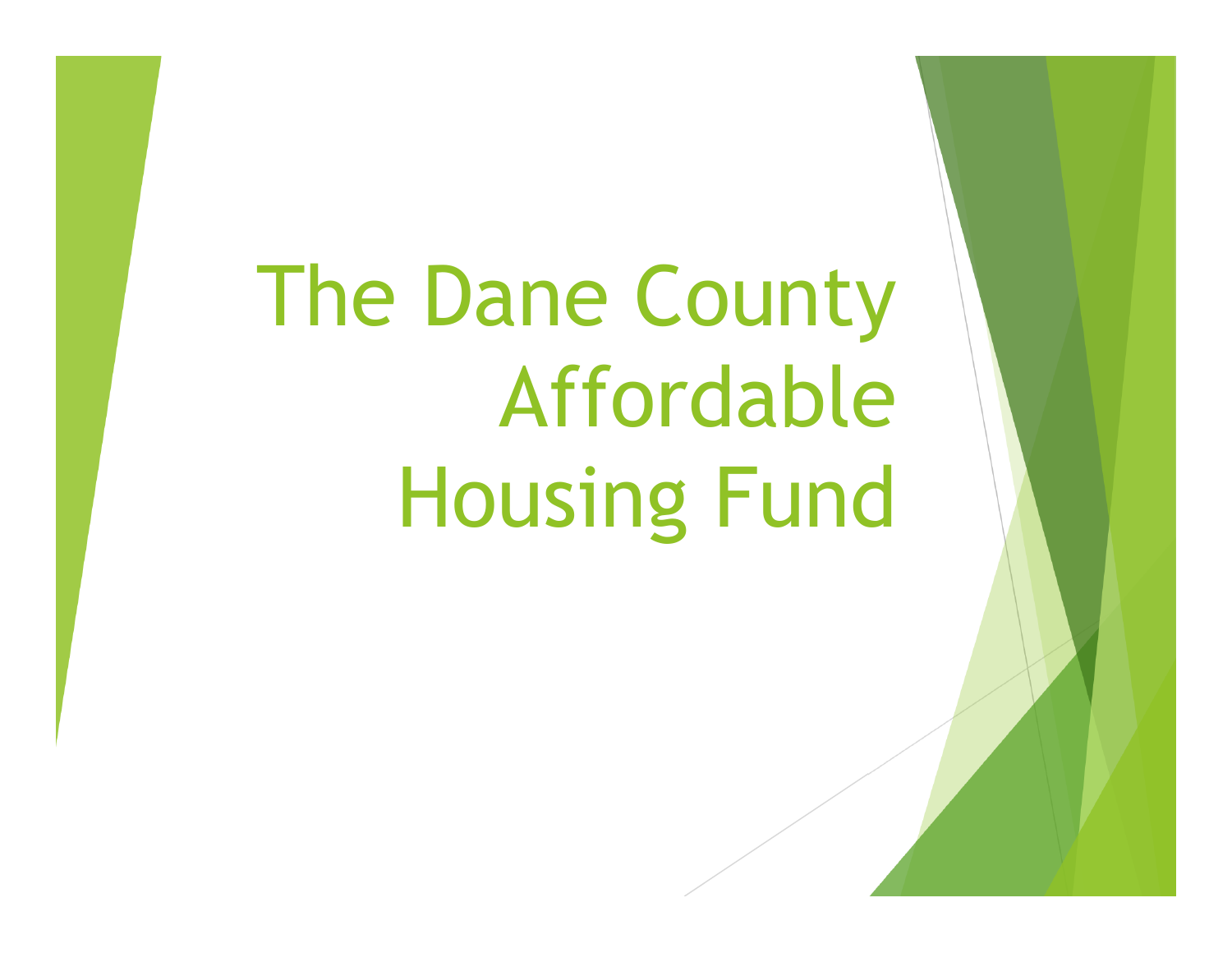# The Dane County Affordable Housing Fund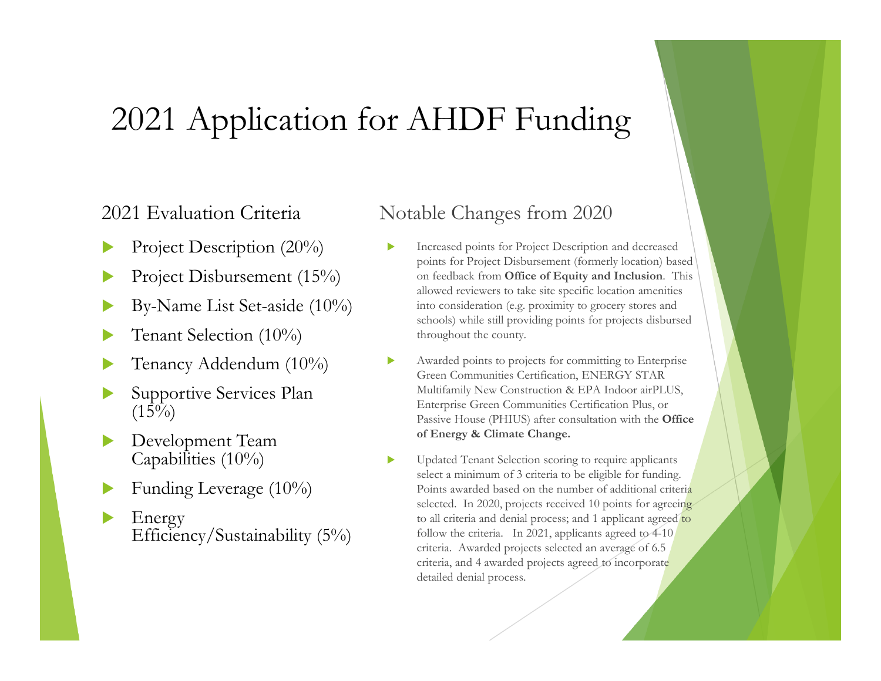# 2021 Application for AHDF Funding

## 2021 Evaluation Criteria

- Project Description (20%)
- Project Disbursement (15%)
- By-Name List Set-aside (10%)
- Tenant Selection (10%)
- Tenancy Addendum (10%)
- Supportive Services Plan (15%)
- Development Team Capabilities (10%)
- Funding Leverage (10%)
- Energy Efficiency/Sustainability (5%)

## Notable Changes from 2020

- Increased points for Project Description and decreased points for Project Disbursement (formerly location) based on feedback from **Office of Equity and Inclusion**. This allowed reviewers to take site specific location amenities into consideration (e.g. proximity to grocery stores and schools) while still providing points for projects disbursed throughout the county.
- Awarded points to projects for committing to Enterprise Green Communities Certification, ENERGY STAR Multifamily New Construction & EPA Indoor airPLUS, Enterprise Green Communities Certification Plus, or Passive House (PHIUS) after consultation with the **Office of Energy & Climate Change.**
- Updated Tenant Selection scoring to require applicants select a minimum of 3 criteria to be eligible for funding. Points awarded based on the number of additional criteria selected. In 2020, projects received 10 points for agreeing to all criteria and denial process; and 1 applicant agreed to follow the criteria. In 2021, applicants agreed to 4-10 criteria. Awarded projects selected an average of 6.5 criteria, and 4 awarded projects agreed to incorporate detailed denial process.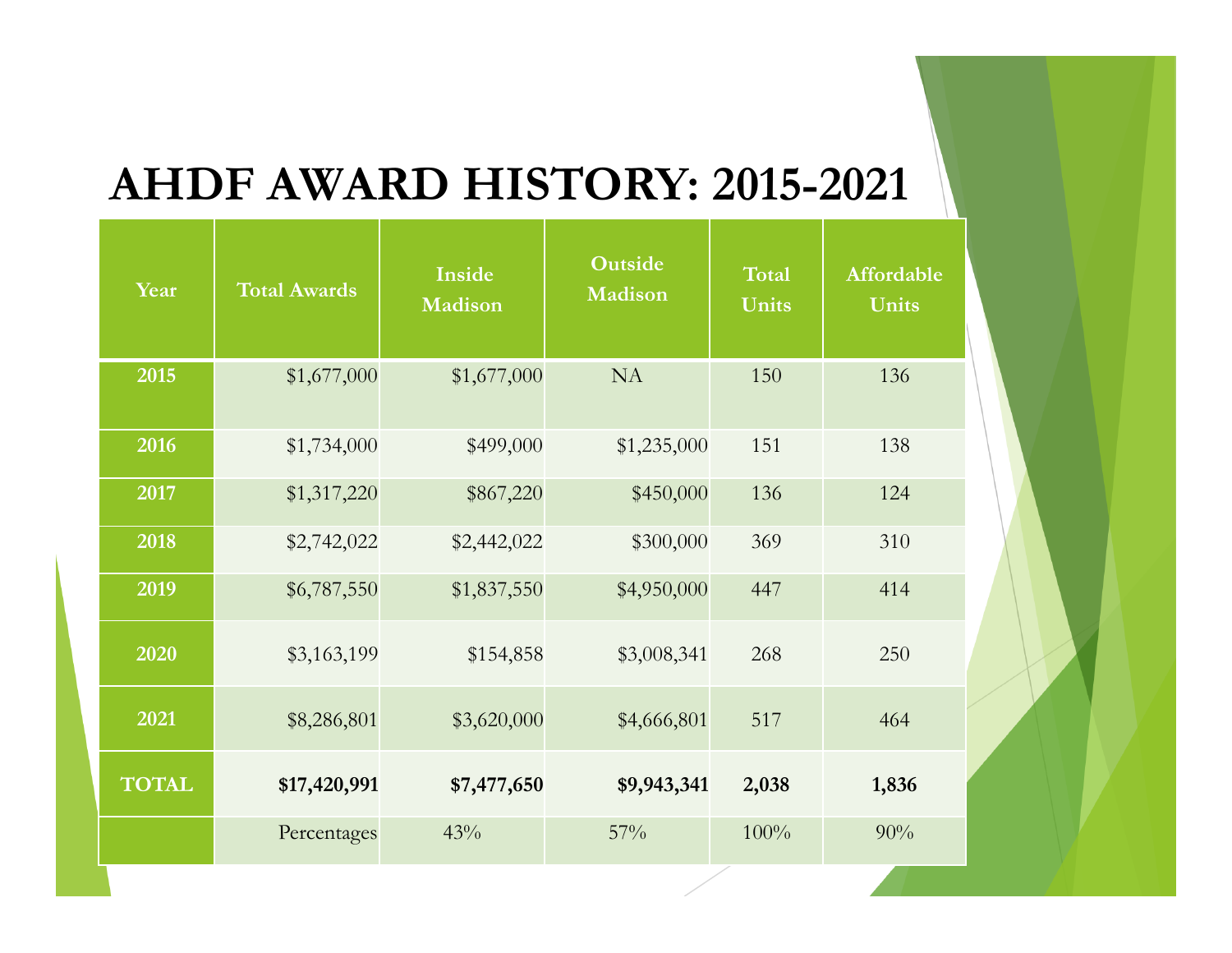# AHDF AWARD HISTORY: 2015-2021

| Year | Total Awards | Inside Madison | Outside Madison | Total Units | Affordable Units |
|---|---|---|---|---|---|
| 2015 | $1,677,000 | $1,677,000 | NA | 150 | 136 |
| 2016 | $1,734,000 | $499,000 | $1,235,000 | 151 | 138 |
| 2017 | $1,317,220 | $867,220 | $450,000 | 136 | 124 |
| 2018 | $2,742,022 | $2,442,022 | $300,000 | 369 | 310 |
| 2019 | $6,787,550 | $1,837,550 | $4,950,000 | 447 | 414 |
| 2020 | $3,163,199 | $154,858 | $3,008,341 | 268 | 250 |
| 2021 | $8,286,801 | $3,620,000 | $4,666,801 | 517 | 464 |
| **TOTAL** | **$17,420,991** | **$7,477,650** | **$9,943,341** | **2,038** | **1,836** |
| | Percentages | 43% | 57% | 100% | 90% |